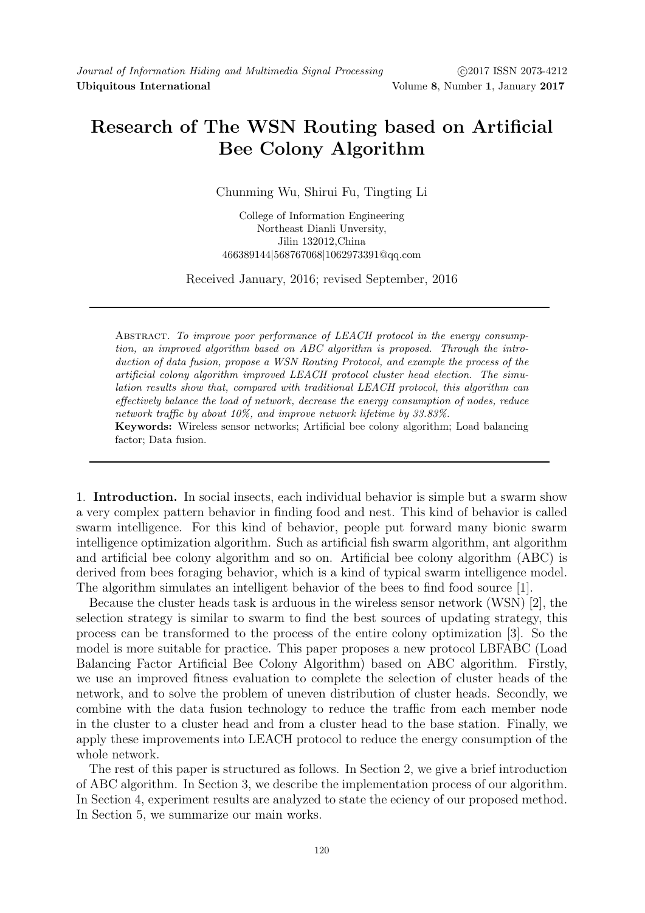# Research of The WSN Routing based on Artificial Bee Colony Algorithm

Chunming Wu, Shirui Fu, Tingting Li

College of Information Engineering
Northeast Dianli Unversity,
Jilin 132012,China
466389144|568767068|1062973391@qq.com

Received January, 2016; revised September, 2016

Abstract. *To improve poor performance of LEACH protocol in the energy consumption, an improved algorithm based on ABC algorithm is proposed. Through the introduction of data fusion, propose a WSN Routing Protocol, and example the process of the artificial colony algorithm improved LEACH protocol cluster head election. The simulation results show that, compared with traditional LEACH protocol, this algorithm can effectively balance the load of network, decrease the energy consumption of nodes, reduce network traffic by about 10%, and improve network lifetime by 33.83%.*

**Keywords:** Wireless sensor networks; Artificial bee colony algorithm; Load balancing factor; Data fusion.

## 1. Introduction.

In social insects, each individual behavior is simple but a swarm show a very complex pattern behavior in finding food and nest. This kind of behavior is called swarm intelligence. For this kind of behavior, people put forward many bionic swarm intelligence optimization algorithm. Such as artificial fish swarm algorithm, ant algorithm and artificial bee colony algorithm and so on. Artificial bee colony algorithm (ABC) is derived from bees foraging behavior, which is a kind of typical swarm intelligence model. The algorithm simulates an intelligent behavior of the bees to find food source [1].

Because the cluster heads task is arduous in the wireless sensor network (WSN) [2], the selection strategy is similar to swarm to find the best sources of updating strategy, this process can be transformed to the process of the entire colony optimization [3]. So the model is more suitable for practice. This paper proposes a new protocol LBFABC (Load Balancing Factor Artificial Bee Colony Algorithm) based on ABC algorithm. Firstly, we use an improved fitness evaluation to complete the selection of cluster heads of the network, and to solve the problem of uneven distribution of cluster heads. Secondly, we combine with the data fusion technology to reduce the traffic from each member node in the cluster to a cluster head and from a cluster head to the base station. Finally, we apply these improvements into LEACH protocol to reduce the energy consumption of the whole network.

The rest of this paper is structured as follows. In Section 2, we give a brief introduction of ABC algorithm. In Section 3, we describe the implementation process of our algorithm. In Section 4, experiment results are analyzed to state the eciency of our proposed method. In Section 5, we summarize our main works.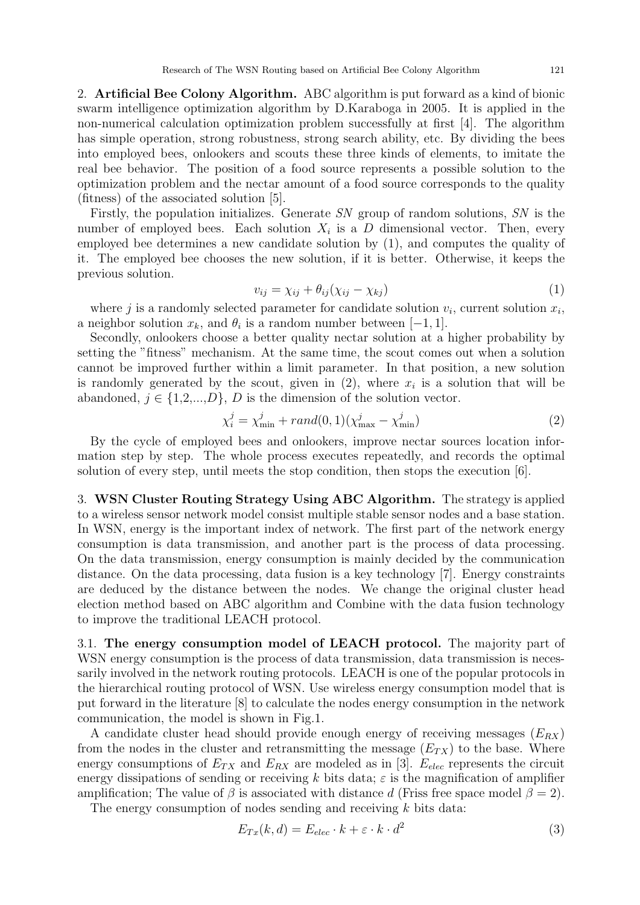2. **Artificial Bee Colony Algorithm.** ABC algorithm is put forward as a kind of bionic swarm intelligence optimization algorithm by D.Karaboga in 2005. It is applied in the non-numerical calculation optimization problem successfully at first [4]. The algorithm has simple operation, strong robustness, strong search ability, etc. By dividing the bees into employed bees, onlookers and scouts these three kinds of elements, to imitate the real bee behavior. The position of a food source represents a possible solution to the optimization problem and the nectar amount of a food source corresponds to the quality (fitness) of the associated solution [5].

Firstly, the population initializes. Generate *SN* group of random solutions, *SN* is the number of employed bees. Each solution $X_i$ is a $D$ dimensional vector. Then, every employed bee determines a new candidate solution by (1), and computes the quality of it. The employed bee chooses the new solution, if it is better. Otherwise, it keeps the previous solution.

$$v_{ij} = \chi_{ij} + \theta_{ij}(\chi_{ij} - \chi_{kj}) \tag{1}$$

where $j$ is a randomly selected parameter for candidate solution $v_i$, current solution $x_i$, a neighbor solution $x_k$, and $\theta_i$ is a random number between $[-1, 1]$.

Secondly, onlookers choose a better quality nectar solution at a higher probability by setting the "fitness" mechanism. At the same time, the scout comes out when a solution cannot be improved further within a limit parameter. In that position, a new solution is randomly generated by the scout, given in (2), where $x_i$ is a solution that will be abandoned, $j \in \{1,2,...,D\}$, $D$ is the dimension of the solution vector.

$$\chi_i^j = \chi_{\min}^j + rand(0,1)(\chi_{\max}^j - \chi_{\min}^j) \tag{2}$$

By the cycle of employed bees and onlookers, improve nectar sources location information step by step. The whole process executes repeatedly, and records the optimal solution of every step, until meets the stop condition, then stops the execution [6].

3. **WSN Cluster Routing Strategy Using ABC Algorithm.** The strategy is applied to a wireless sensor network model consist multiple stable sensor nodes and a base station. In WSN, energy is the important index of network. The first part of the network energy consumption is data transmission, and another part is the process of data processing. On the data transmission, energy consumption is mainly decided by the communication distance. On the data processing, data fusion is a key technology [7]. Energy constraints are deduced by the distance between the nodes. We change the original cluster head election method based on ABC algorithm and Combine with the data fusion technology to improve the traditional LEACH protocol.

3.1. **The energy consumption model of LEACH protocol.** The majority part of WSN energy consumption is the process of data transmission, data transmission is necessarily involved in the network routing protocols. LEACH is one of the popular protocols in the hierarchical routing protocol of WSN. Use wireless energy consumption model that is put forward in the literature [8] to calculate the nodes energy consumption in the network communication, the model is shown in Fig.1.

A candidate cluster head should provide enough energy of receiving messages ($E_{RX}$) from the nodes in the cluster and retransmitting the message ($E_{TX}$) to the base. Where energy consumptions of $E_{TX}$ and $E_{RX}$ are modeled as in [3]. $E_{elec}$ represents the circuit energy dissipations of sending or receiving $k$ bits data; $\varepsilon$ is the magnification of amplifier amplification; The value of $\beta$ is associated with distance $d$ (Friss free space model $\beta = 2$).

The energy consumption of nodes sending and receiving $k$ bits data:

$$E_{Tx}(k, d) = E_{elec} \cdot k + \varepsilon \cdot k \cdot d^2 \tag{3}$$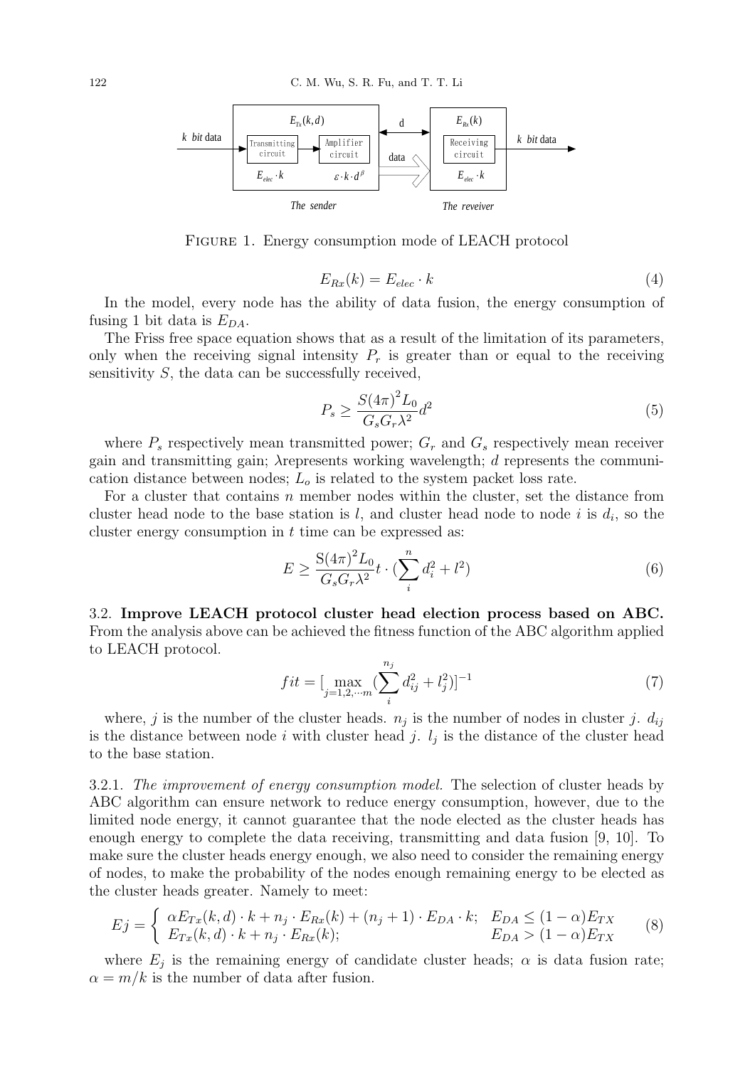FIGURE 1. Energy consumption mode of LEACH protocol

$$E_{Rx}(k) = E_{elec} \cdot k \tag{4}$$

In the model, every node has the ability of data fusion, the energy consumption of fusing 1 bit data is $E_{DA}$.

The Friss free space equation shows that as a result of the limitation of its parameters, only when the receiving signal intensity $P_r$ is greater than or equal to the receiving sensitivity $S$, the data can be successfully received,

$$P_s \geq \frac{S(4\pi)^2 L_0}{G_s G_r \lambda^2} d^2 \tag{5}$$

where $P_s$ respectively mean transmitted power; $G_r$ and $G_s$ respectively mean receiver gain and transmitting gain; $\lambda$represents working wavelength; $d$ represents the communication distance between nodes; $L_o$ is related to the system packet loss rate.

For a cluster that contains $n$ member nodes within the cluster, set the distance from cluster head node to the base station is $l$, and cluster head node to node $i$ is $d_i$, so the cluster energy consumption in $t$ time can be expressed as:

$$E \geq \frac{\mathrm{S}(4\pi)^2 L_0}{G_s G_r \lambda^2} t \cdot (\sum_{i}^{n} d_i^2 + l^2) \tag{6}$$

3.2. **Improve LEACH protocol cluster head election process based on ABC.** From the analysis above can be achieved the fitness function of the ABC algorithm applied to LEACH protocol.

$$fit = [\max_{j=1,2,\cdots m} (\sum_{i}^{n_j} d_{ij}^2 + l_j^2)]^{-1} \tag{7}$$

where, $j$ is the number of the cluster heads. $n_j$ is the number of nodes in cluster $j$. $d_{ij}$ is the distance between node $i$ with cluster head $j$. $l_j$ is the distance of the cluster head to the base station.

3.2.1. *The improvement of energy consumption model.* The selection of cluster heads by ABC algorithm can ensure network to reduce energy consumption, however, due to the limited node energy, it cannot guarantee that the node elected as the cluster heads has enough energy to complete the data receiving, transmitting and data fusion [9, 10]. To make sure the cluster heads energy enough, we also need to consider the remaining energy of nodes, to make the probability of the nodes enough remaining energy to be elected as the cluster heads greater. Namely to meet:

$$Ej = \begin{cases} \alpha E_{Tx}(k,d) \cdot k + n_j \cdot E_{Rx}(k) + (n_j+1) \cdot E_{DA} \cdot k; & E_{DA} \leq (1-\alpha) E_{TX} \\ E_{Tx}(k,d) \cdot k + n_j \cdot E_{Rx}(k); & E_{DA} > (1-\alpha) E_{TX} \end{cases} \tag{8}$$

where $E_j$ is the remaining energy of candidate cluster heads; $\alpha$ is data fusion rate; $\alpha = m/k$ is the number of data after fusion.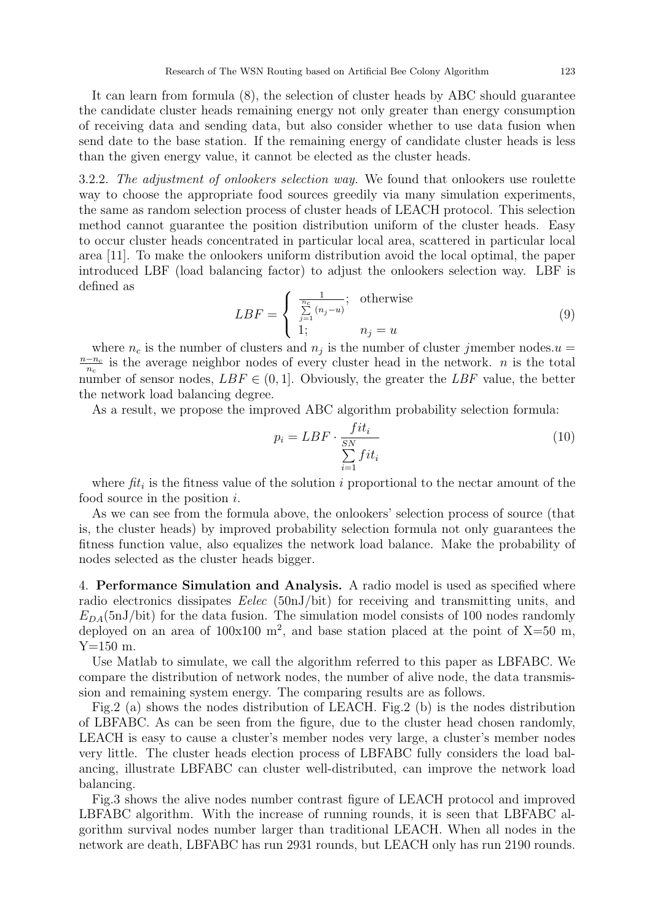It can learn from formula (8), the selection of cluster heads by ABC should guarantee the candidate cluster heads remaining energy not only greater than energy consumption of receiving data and sending data, but also consider whether to use data fusion when send date to the base station. If the remaining energy of candidate cluster heads is less than the given energy value, it cannot be elected as the cluster heads.

3.2.2. *The adjustment of onlookers selection way.* We found that onlookers use roulette way to choose the appropriate food sources greedily via many simulation experiments, the same as random selection process of cluster heads of LEACH protocol. This selection method cannot guarantee the position distribution uniform of the cluster heads. Easy to occur cluster heads concentrated in particular local area, scattered in particular local area [11]. To make the onlookers uniform distribution avoid the local optimal, the paper introduced LBF (load balancing factor) to adjust the onlookers selection way. LBF is defined as

$$LBF = \begin{cases} \frac{1}{\sum\limits_{j=1}^{n_c} (n_j - u)}; & \text{otherwise} \\ 1; & n_j = u \end{cases} \tag{9}$$

where $n_c$ is the number of clusters and $n_j$ is the number of cluster $j$member nodes.$u = \frac{n - n_c}{n_c}$ is the average neighbor nodes of every cluster head in the network. $n$ is the total number of sensor nodes, $LBF \in (0, 1]$. Obviously, the greater the $LBF$ value, the better the network load balancing degree.

As a result, we propose the improved ABC algorithm probability selection formula:

$$p_i = LBF \cdot \frac{fit_i}{\sum\limits_{i=1}^{SN} fit_i} \tag{10}$$

where $fit_i$ is the fitness value of the solution $i$ proportional to the nectar amount of the food source in the position $i$.

As we can see from the formula above, the onlookers' selection process of source (that is, the cluster heads) by improved probability selection formula not only guarantees the fitness function value, also equalizes the network load balance. Make the probability of nodes selected as the cluster heads bigger.

4. **Performance Simulation and Analysis.** A radio model is used as specified where radio electronics dissipates *Eelec* (50nJ/bit) for receiving and transmitting units, and $E_{DA}$(5nJ/bit) for the data fusion. The simulation model consists of 100 nodes randomly deployed on an area of 100x100 m$^2$, and base station placed at the point of X=50 m, Y=150 m.

Use Matlab to simulate, we call the algorithm referred to this paper as LBFABC. We compare the distribution of network nodes, the number of alive node, the data transmission and remaining system energy. The comparing results are as follows.

Fig.2 (a) shows the nodes distribution of LEACH. Fig.2 (b) is the nodes distribution of LBFABC. As can be seen from the figure, due to the cluster head chosen randomly, LEACH is easy to cause a cluster's member nodes very large, a cluster's member nodes very little. The cluster heads election process of LBFABC fully considers the load balancing, illustrate LBFABC can cluster well-distributed, can improve the network load balancing.

Fig.3 shows the alive nodes number contrast figure of LEACH protocol and improved LBFABC algorithm. With the increase of running rounds, it is seen that LBFABC algorithm survival nodes number larger than traditional LEACH. When all nodes in the network are death, LBFABC has run 2931 rounds, but LEACH only has run 2190 rounds.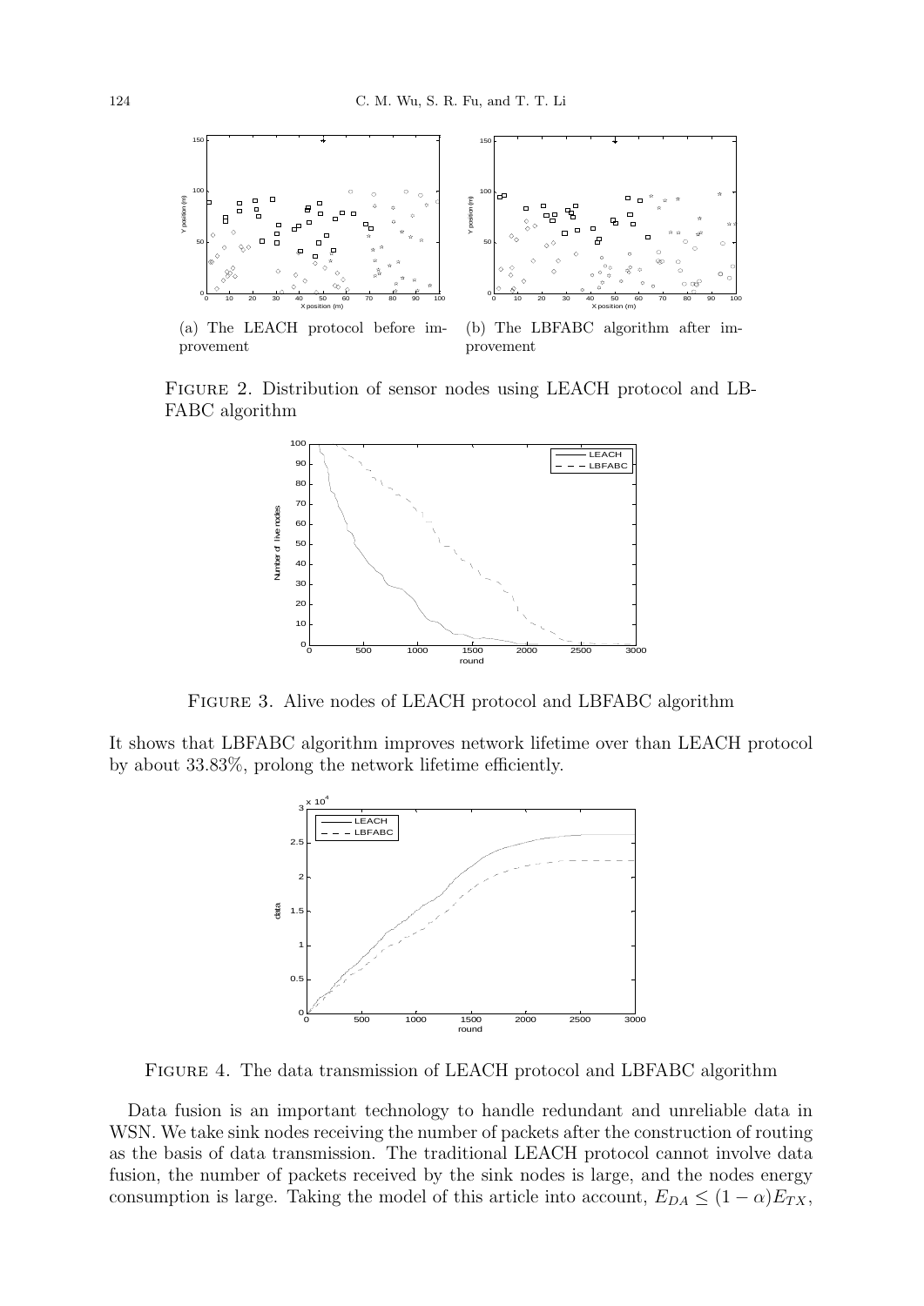(a) The LEACH protocol before improvement

(b) The LBFABC algorithm after improvement

Figure 2. Distribution of sensor nodes using LEACH protocol and LBFABC algorithm

Figure 3. Alive nodes of LEACH protocol and LBFABC algorithm

It shows that LBFABC algorithm improves network lifetime over than LEACH protocol by about 33.83%, prolong the network lifetime efficiently.

Figure 4. The data transmission of LEACH protocol and LBFABC algorithm

Data fusion is an important technology to handle redundant and unreliable data in WSN. We take sink nodes receiving the number of packets after the construction of routing as the basis of data transmission. The traditional LEACH protocol cannot involve data fusion, the number of packets received by the sink nodes is large, and the nodes energy consumption is large. Taking the model of this article into account, $E_{DA} \leq (1-\alpha)E_{TX}$,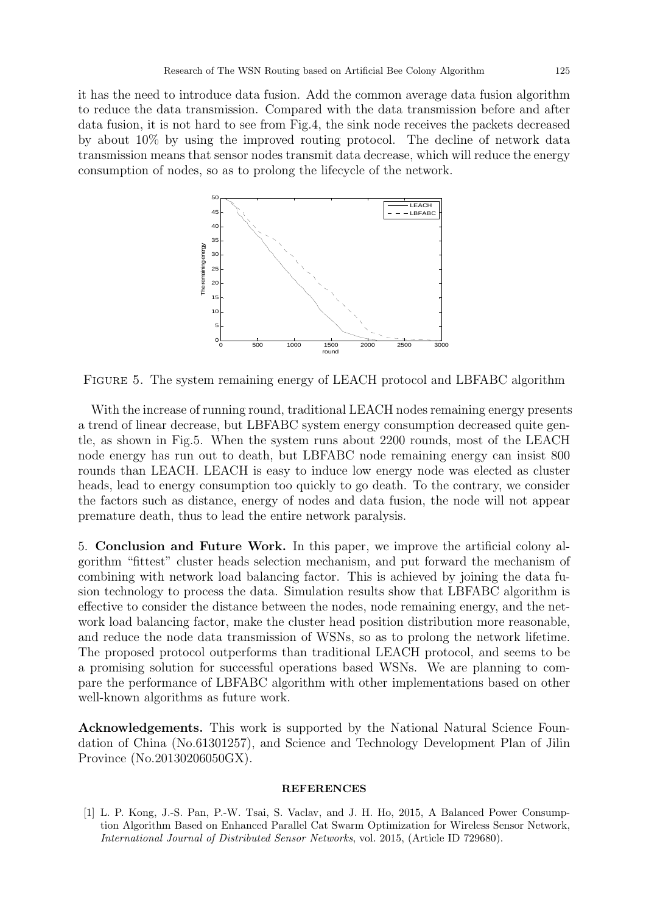it has the need to introduce data fusion. Add the common average data fusion algorithm to reduce the data transmission. Compared with the data transmission before and after data fusion, it is not hard to see from Fig.4, the sink node receives the packets decreased by about 10% by using the improved routing protocol. The decline of network data transmission means that sensor nodes transmit data decrease, which will reduce the energy consumption of nodes, so as to prolong the lifecycle of the network.

Figure 5. The system remaining energy of LEACH protocol and LBFABC algorithm

With the increase of running round, traditional LEACH nodes remaining energy presents a trend of linear decrease, but LBFABC system energy consumption decreased quite gentle, as shown in Fig.5. When the system runs about 2200 rounds, most of the LEACH node energy has run out to death, but LBFABC node remaining energy can insist 800 rounds than LEACH. LEACH is easy to induce low energy node was elected as cluster heads, lead to energy consumption too quickly to go death. To the contrary, we consider the factors such as distance, energy of nodes and data fusion, the node will not appear premature death, thus to lead the entire network paralysis.

## 5. Conclusion and Future Work.

In this paper, we improve the artificial colony algorithm "fittest" cluster heads selection mechanism, and put forward the mechanism of combining with network load balancing factor. This is achieved by joining the data fusion technology to process the data. Simulation results show that LBFABC algorithm is effective to consider the distance between the nodes, node remaining energy, and the network load balancing factor, make the cluster head position distribution more reasonable, and reduce the node data transmission of WSNs, so as to prolong the network lifetime. The proposed protocol outperforms than traditional LEACH protocol, and seems to be a promising solution for successful operations based WSNs. We are planning to compare the performance of LBFABC algorithm with other implementations based on other well-known algorithms as future work.

**Acknowledgements.** This work is supported by the National Natural Science Foundation of China (No.61301257), and Science and Technology Development Plan of Jilin Province (No.20130206050GX).

## REFERENCES

[1] L. P. Kong, J.-S. Pan, P.-W. Tsai, S. Vaclav, and J. H. Ho, 2015, A Balanced Power Consumption Algorithm Based on Enhanced Parallel Cat Swarm Optimization for Wireless Sensor Network, *International Journal of Distributed Sensor Networks*, vol. 2015, (Article ID 729680).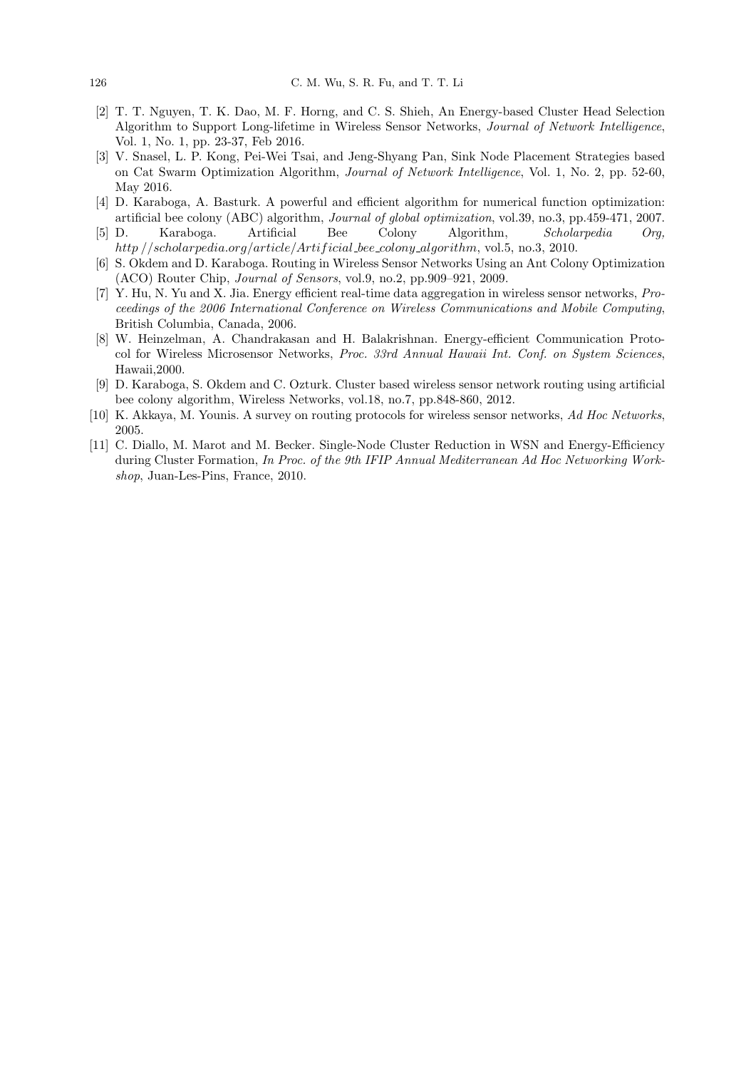[2] T. T. Nguyen, T. K. Dao, M. F. Horng, and C. S. Shieh, An Energy-based Cluster Head Selection Algorithm to Support Long-lifetime in Wireless Sensor Networks, *Journal of Network Intelligence*, Vol. 1, No. 1, pp. 23-37, Feb 2016.

[3] V. Snasel, L. P. Kong, Pei-Wei Tsai, and Jeng-Shyang Pan, Sink Node Placement Strategies based on Cat Swarm Optimization Algorithm, *Journal of Network Intelligence*, Vol. 1, No. 2, pp. 52-60, May 2016.

[4] D. Karaboga, A. Basturk. A powerful and efficient algorithm for numerical function optimization: artificial bee colony (ABC) algorithm, *Journal of global optimization*, vol.39, no.3, pp.459-471, 2007.

[5] D. Karaboga. Artificial Bee Colony Algorithm, *Scholarpedia Org, http //scholarpedia.org/article/Artificial_bee_colony_algorithm*, vol.5, no.3, 2010.

[6] S. Okdem and D. Karaboga. Routing in Wireless Sensor Networks Using an Ant Colony Optimization (ACO) Router Chip, *Journal of Sensors*, vol.9, no.2, pp.909–921, 2009.

[7] Y. Hu, N. Yu and X. Jia. Energy efficient real-time data aggregation in wireless sensor networks, *Proceedings of the 2006 International Conference on Wireless Communications and Mobile Computing*, British Columbia, Canada, 2006.

[8] W. Heinzelman, A. Chandrakasan and H. Balakrishnan. Energy-efficient Communication Protocol for Wireless Microsensor Networks, *Proc. 33rd Annual Hawaii Int. Conf. on System Sciences*, Hawaii,2000.

[9] D. Karaboga, S. Okdem and C. Ozturk. Cluster based wireless sensor network routing using artificial bee colony algorithm, Wireless Networks, vol.18, no.7, pp.848-860, 2012.

[10] K. Akkaya, M. Younis. A survey on routing protocols for wireless sensor networks, *Ad Hoc Networks*, 2005.

[11] C. Diallo, M. Marot and M. Becker. Single-Node Cluster Reduction in WSN and Energy-Efficiency during Cluster Formation, *In Proc. of the 9th IFIP Annual Mediterranean Ad Hoc Networking Workshop*, Juan-Les-Pins, France, 2010.